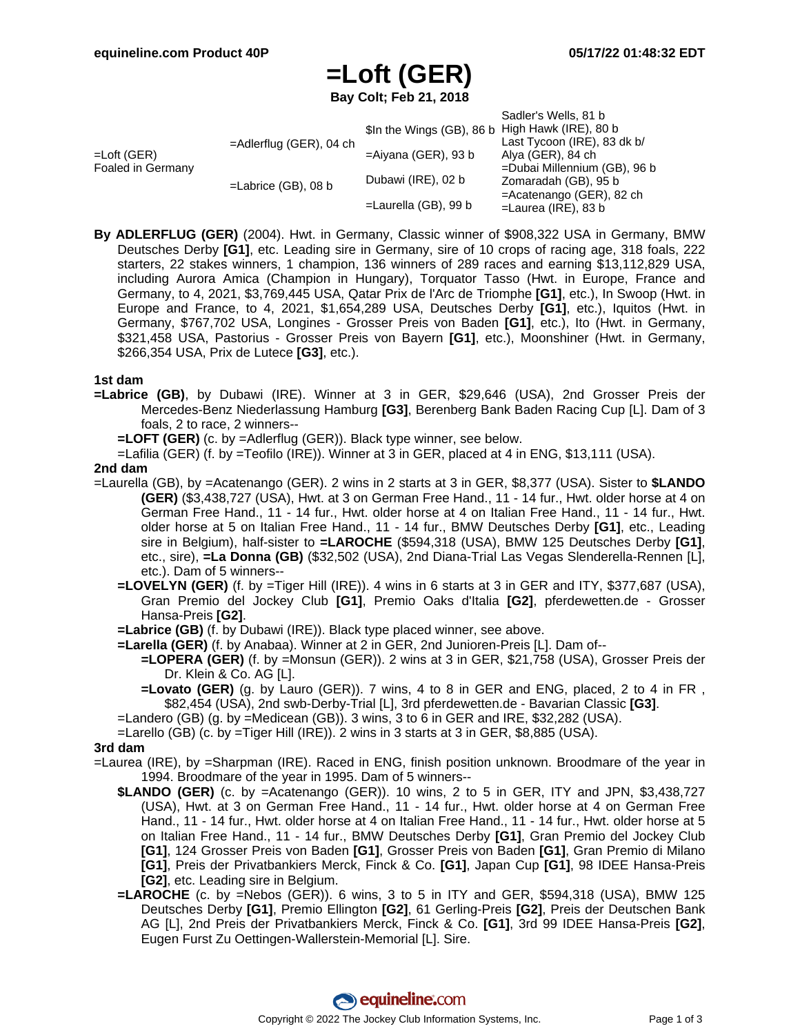# =Loft (GER)

**Bay Colt; Feb 21, 2018**

| | | | |
|---|---|---|---|
| =Loft (GER) Foaled in Germany | =Adlerflug (GER), 04 ch | $In the Wings (GB), 86 b | Sadler's Wells, 81 b |
| | | | High Hawk (IRE), 80 b |
| | | =Aiyana (GER), 93 b | Last Tycoon (IRE), 83 dk b/ |
| | | | Alya (GER), 84 ch |
| | =Labrice (GB), 08 b | Dubawi (IRE), 02 b | =Dubai Millennium (GB), 96 b |
| | | | Zomaradah (GB), 95 b |
| | | =Laurella (GB), 99 b | =Acatenango (GER), 82 ch |
| | | | =Laurea (IRE), 83 b |

**By ADLERFLUG (GER)** (2004). Hwt. in Germany, Classic winner of $908,322 USA in Germany, BMW Deutsches Derby **[G1]**, etc. Leading sire in Germany, sire of 10 crops of racing age, 318 foals, 222 starters, 22 stakes winners, 1 champion, 136 winners of 289 races and earning $13,112,829 USA, including Aurora Amica (Champion in Hungary), Torquator Tasso (Hwt. in Europe, France and Germany, to 4, 2021, $3,769,445 USA, Qatar Prix de l'Arc de Triomphe **[G1]**, etc.), In Swoop (Hwt. in Europe and France, to 4, 2021, $1,654,289 USA, Deutsches Derby **[G1]**, etc.), Iquitos (Hwt. in Germany, $767,702 USA, Longines - Grosser Preis von Baden **[G1]**, etc.), Ito (Hwt. in Germany, $321,458 USA, Pastorius - Grosser Preis von Bayern **[G1]**, etc.), Moonshiner (Hwt. in Germany, $266,354 USA, Prix de Lutece **[G3]**, etc.).

**1st dam**

**=Labrice (GB)**, by Dubawi (IRE). Winner at 3 in GER, $29,646 (USA), 2nd Grosser Preis der Mercedes-Benz Niederlassung Hamburg **[G3]**, Berenberg Bank Baden Racing Cup [L]. Dam of 3 foals, 2 to race, 2 winners--

- **=LOFT (GER)** (c. by =Adlerflug (GER)). Black type winner, see below.
- =Lafilia (GER) (f. by =Teofilo (IRE)). Winner at 3 in GER, placed at 4 in ENG, $13,111 (USA).

**2nd dam**

=Laurella (GB), by =Acatenango (GER). 2 wins in 2 starts at 3 in GER, $8,377 (USA). Sister to **$LANDO (GER)** ($3,438,727 (USA), Hwt. at 3 on German Free Hand., 11 - 14 fur., Hwt. older horse at 4 on German Free Hand., 11 - 14 fur., Hwt. older horse at 4 on Italian Free Hand., 11 - 14 fur., Hwt. older horse at 5 on Italian Free Hand., 11 - 14 fur., BMW Deutsches Derby **[G1]**, etc., Leading sire in Belgium), half-sister to **=LAROCHE** ($594,318 (USA), BMW 125 Deutsches Derby **[G1]**, etc., sire), **=La Donna (GB)** ($32,502 (USA), 2nd Diana-Trial Las Vegas Slenderella-Rennen [L], etc.). Dam of 5 winners--

- **=LOVELYN (GER)** (f. by =Tiger Hill (IRE)). 4 wins in 6 starts at 3 in GER and ITY, $377,687 (USA), Gran Premio del Jockey Club **[G1]**, Premio Oaks d'Italia **[G2]**, pferdewetten.de - Grosser Hansa-Preis **[G2]**.
- **=Labrice (GB)** (f. by Dubawi (IRE)). Black type placed winner, see above.
- **=Larella (GER)** (f. by Anabaa). Winner at 2 in GER, 2nd Junioren-Preis [L]. Dam of--
  - **=LOPERA (GER)** (f. by =Monsun (GER)). 2 wins at 3 in GER, $21,758 (USA), Grosser Preis der Dr. Klein & Co. AG [L].
  - **=Lovato (GER)** (g. by Lauro (GER)). 7 wins, 4 to 8 in GER and ENG, placed, 2 to 4 in FR , $82,454 (USA), 2nd swb-Derby-Trial [L], 3rd pferdewetten.de - Bavarian Classic **[G3]**.
- =Landero (GB) (g. by =Medicean (GB)). 3 wins, 3 to 6 in GER and IRE, $32,282 (USA).
- =Larello (GB) (c. by =Tiger Hill (IRE)). 2 wins in 3 starts at 3 in GER, $8,885 (USA).

**3rd dam**

=Laurea (IRE), by =Sharpman (IRE). Raced in ENG, finish position unknown. Broodmare of the year in 1994. Broodmare of the year in 1995. Dam of 5 winners--

- **$LANDO (GER)** (c. by =Acatenango (GER)). 10 wins, 2 to 5 in GER, ITY and JPN, $3,438,727 (USA), Hwt. at 3 on German Free Hand., 11 - 14 fur., Hwt. older horse at 4 on German Free Hand., 11 - 14 fur., Hwt. older horse at 4 on Italian Free Hand., 11 - 14 fur., Hwt. older horse at 5 on Italian Free Hand., 11 - 14 fur., BMW Deutsches Derby **[G1]**, Gran Premio del Jockey Club **[G1]**, 124 Grosser Preis von Baden **[G1]**, Grosser Preis von Baden **[G1]**, Gran Premio di Milano **[G1]**, Preis der Privatbankiers Merck, Finck & Co. **[G1]**, Japan Cup **[G1]**, 98 IDEE Hansa-Preis **[G2]**, etc. Leading sire in Belgium.
- **=LAROCHE** (c. by =Nebos (GER)). 6 wins, 3 to 5 in ITY and GER, $594,318 (USA), BMW 125 Deutsches Derby **[G1]**, Premio Ellington **[G2]**, 61 Gerling-Preis **[G2]**, Preis der Deutschen Bank AG [L], 2nd Preis der Privatbankiers Merck, Finck & Co. **[G1]**, 3rd 99 IDEE Hansa-Preis **[G2]**, Eugen Furst Zu Oettingen-Wallerstein-Memorial [L]. Sire.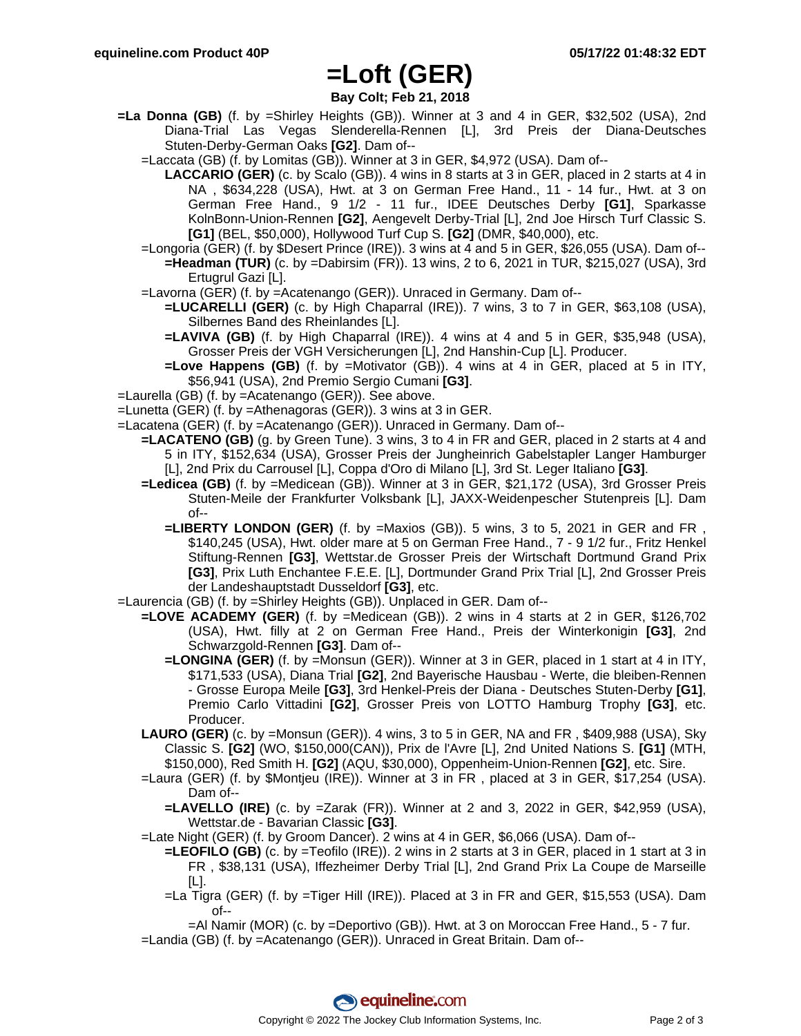# =Loft (GER)

**Bay Colt; Feb 21, 2018**

**=La Donna (GB)** (f. by =Shirley Heights (GB)). Winner at 3 and 4 in GER, $32,502 (USA), 2nd Diana-Trial Las Vegas Slenderella-Rennen [L], 3rd Preis der Diana-Deutsches Stuten-Derby-German Oaks **[G2]**. Dam of--

=Laccata (GB) (f. by Lomitas (GB)). Winner at 3 in GER, $4,972 (USA). Dam of--

**LACCARIO (GER)** (c. by Scalo (GB)). 4 wins in 8 starts at 3 in GER, placed in 2 starts at 4 in NA , $634,228 (USA), Hwt. at 3 on German Free Hand., 11 - 14 fur., Hwt. at 3 on German Free Hand., 9 1/2 - 11 fur., IDEE Deutsches Derby **[G1]**, Sparkasse KolnBonn-Union-Rennen **[G2]**, Aengevelt Derby-Trial [L], 2nd Joe Hirsch Turf Classic S. **[G1]** (BEL, $50,000), Hollywood Turf Cup S. **[G2]** (DMR, $40,000), etc.

=Longoria (GER) (f. by $Desert Prince (IRE)). 3 wins at 4 and 5 in GER, $26,055 (USA). Dam of--

**=Headman (TUR)** (c. by =Dabirsim (FR)). 13 wins, 2 to 6, 2021 in TUR, $215,027 (USA), 3rd Ertugrul Gazi [L].

=Lavorna (GER) (f. by =Acatenango (GER)). Unraced in Germany. Dam of--

**=LUCARELLI (GER)** (c. by High Chaparral (IRE)). 7 wins, 3 to 7 in GER, $63,108 (USA), Silbernes Band des Rheinlandes [L].

**=LAVIVA (GB)** (f. by High Chaparral (IRE)). 4 wins at 4 and 5 in GER, $35,948 (USA), Grosser Preis der VGH Versicherungen [L], 2nd Hanshin-Cup [L]. Producer.

**=Love Happens (GB)** (f. by =Motivator (GB)). 4 wins at 4 in GER, placed at 5 in ITY, $56,941 (USA), 2nd Premio Sergio Cumani **[G3]**.

=Laurella (GB) (f. by =Acatenango (GER)). See above.

=Lunetta (GER) (f. by =Athenagoras (GER)). 3 wins at 3 in GER.

=Lacatena (GER) (f. by =Acatenango (GER)). Unraced in Germany. Dam of--

**=LACATENO (GB)** (g. by Green Tune). 3 wins, 3 to 4 in FR and GER, placed in 2 starts at 4 and 5 in ITY, $152,634 (USA), Grosser Preis der Jungheinrich Gabelstapler Langer Hamburger [L], 2nd Prix du Carrousel [L], Coppa d'Oro di Milano [L], 3rd St. Leger Italiano **[G3]**.

**=Ledicea (GB)** (f. by =Medicean (GB)). Winner at 3 in GER, $21,172 (USA), 3rd Grosser Preis Stuten-Meile der Frankfurter Volksbank [L], JAXX-Weidenpescher Stutenpreis [L]. Dam of--

**=LIBERTY LONDON (GER)** (f. by =Maxios (GB)). 5 wins, 3 to 5, 2021 in GER and FR , $140,245 (USA), Hwt. older mare at 5 on German Free Hand., 7 - 9 1/2 fur., Fritz Henkel Stiftung-Rennen **[G3]**, Wettstar.de Grosser Preis der Wirtschaft Dortmund Grand Prix **[G3]**, Prix Luth Enchantee F.E.E. [L], Dortmunder Grand Prix Trial [L], 2nd Grosser Preis der Landeshauptstadt Dusseldorf **[G3]**, etc.

=Laurencia (GB) (f. by =Shirley Heights (GB)). Unplaced in GER. Dam of--

**=LOVE ACADEMY (GER)** (f. by =Medicean (GB)). 2 wins in 4 starts at 2 in GER, $126,702 (USA), Hwt. filly at 2 on German Free Hand., Preis der Winterkonigin **[G3]**, 2nd Schwarzgold-Rennen **[G3]**. Dam of--

**=LONGINA (GER)** (f. by =Monsun (GER)). Winner at 3 in GER, placed in 1 start at 4 in ITY, $171,533 (USA), Diana Trial **[G2]**, 2nd Bayerische Hausbau - Werte, die bleiben-Rennen - Grosse Europa Meile **[G3]**, 3rd Henkel-Preis der Diana - Deutsches Stuten-Derby **[G1]**, Premio Carlo Vittadini **[G2]**, Grosser Preis von LOTTO Hamburg Trophy **[G3]**, etc. Producer.

**LAURO (GER)** (c. by =Monsun (GER)). 4 wins, 3 to 5 in GER, NA and FR , $409,988 (USA), Sky Classic S. **[G2]** (WO, $150,000(CAN)), Prix de l'Avre [L], 2nd United Nations S. **[G1]** (MTH, $150,000), Red Smith H. **[G2]** (AQU, $30,000), Oppenheim-Union-Rennen **[G2]**, etc. Sire.

=Laura (GER) (f. by $Montjeu (IRE)). Winner at 3 in FR , placed at 3 in GER, $17,254 (USA). Dam of--

**=LAVELLO (IRE)** (c. by =Zarak (FR)). Winner at 2 and 3, 2022 in GER, $42,959 (USA), Wettstar.de - Bavarian Classic **[G3]**.

=Late Night (GER) (f. by Groom Dancer). 2 wins at 4 in GER, $6,066 (USA). Dam of--

**=LEOFILO (GB)** (c. by =Teofilo (IRE)). 2 wins in 2 starts at 3 in GER, placed in 1 start at 3 in FR , $38,131 (USA), Iffezheimer Derby Trial [L], 2nd Grand Prix La Coupe de Marseille [L].

=La Tigra (GER) (f. by =Tiger Hill (IRE)). Placed at 3 in FR and GER, $15,553 (USA). Dam of--

=Al Namir (MOR) (c. by =Deportivo (GB)). Hwt. at 3 on Moroccan Free Hand., 5 - 7 fur.

=Landia (GB) (f. by =Acatenango (GER)). Unraced in Great Britain. Dam of--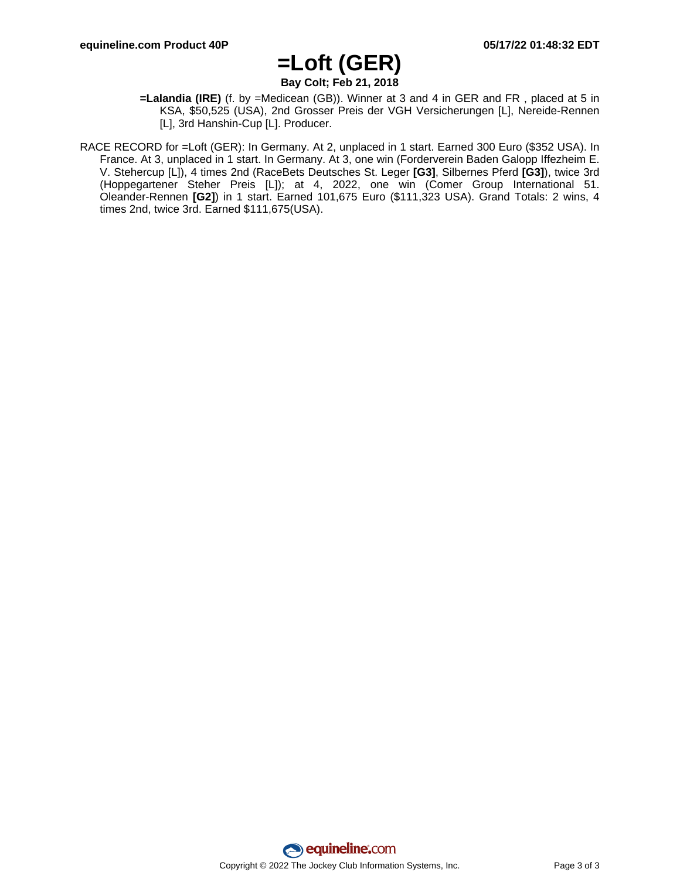# =Loft (GER)

**Bay Colt; Feb 21, 2018**

**=Lalandia (IRE)** (f. by =Medicean (GB)). Winner at 3 and 4 in GER and FR , placed at 5 in KSA, $50,525 (USA), 2nd Grosser Preis der VGH Versicherungen [L], Nereide-Rennen [L], 3rd Hanshin-Cup [L]. Producer.

RACE RECORD for =Loft (GER): In Germany. At 2, unplaced in 1 start. Earned 300 Euro ($352 USA). In France. At 3, unplaced in 1 start. In Germany. At 3, one win (Forderverein Baden Galopp Iffezheim E. V. Stehercup [L]), 4 times 2nd (RaceBets Deutsches St. Leger **[G3]**, Silbernes Pferd **[G3]**), twice 3rd (Hoppegartener Steher Preis [L]); at 4, 2022, one win (Comer Group International 51. Oleander-Rennen **[G2]**) in 1 start. Earned 101,675 Euro ($111,323 USA). Grand Totals: 2 wins, 4 times 2nd, twice 3rd. Earned $111,675(USA).